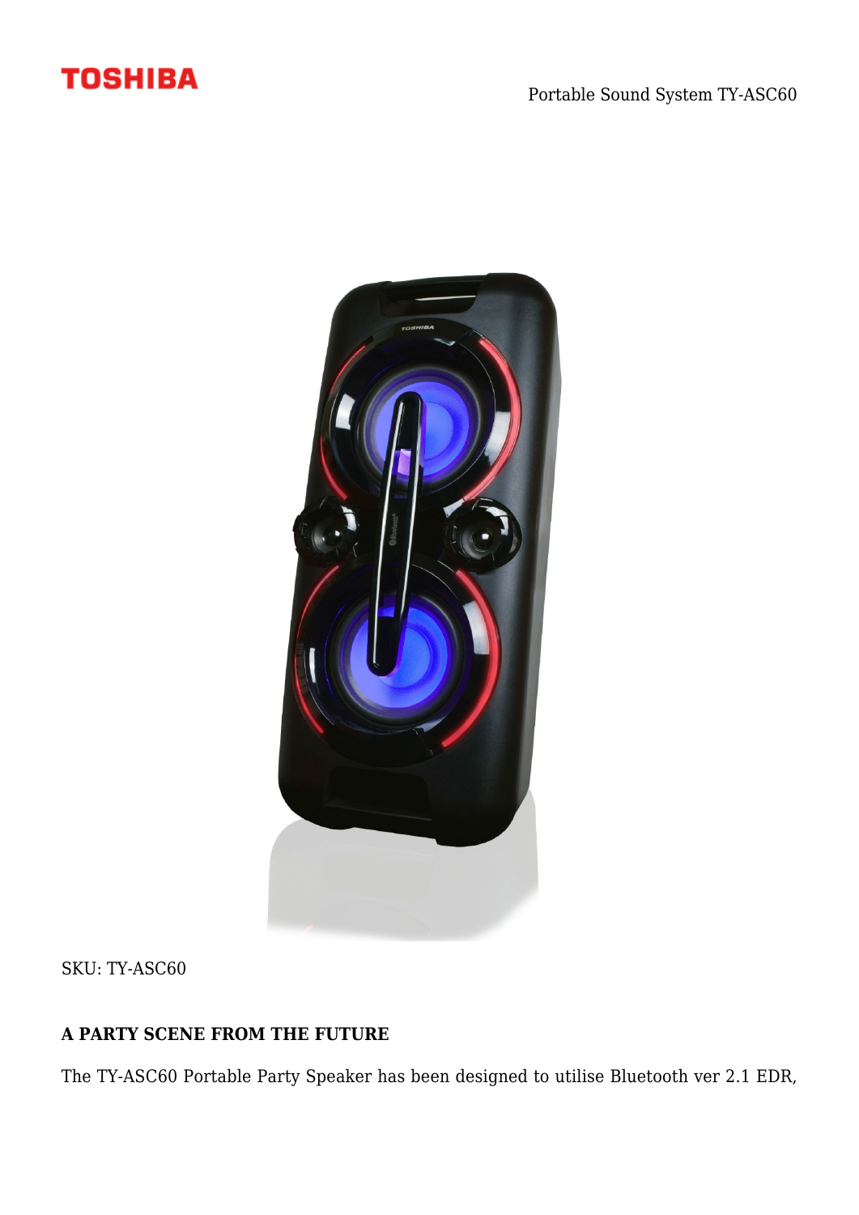TOSHIBA

Portable Sound System TY-ASC60

SKU: TY-ASC60

**A PARTY SCENE FROM THE FUTURE**

The TY-ASC60 Portable Party Speaker has been designed to utilise Bluetooth ver 2.1 EDR,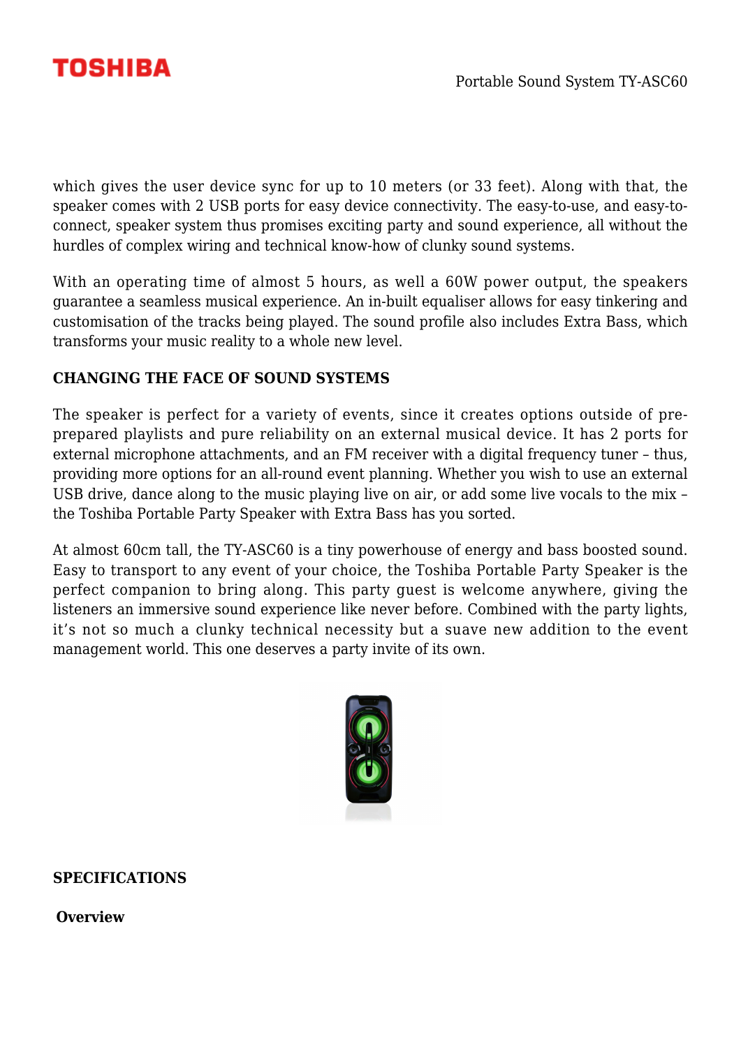which gives the user device sync for up to 10 meters (or 33 feet). Along with that, the speaker comes with 2 USB ports for easy device connectivity. The easy-to-use, and easy-to-connect, speaker system thus promises exciting party and sound experience, all without the hurdles of complex wiring and technical know-how of clunky sound systems.

With an operating time of almost 5 hours, as well a 60W power output, the speakers guarantee a seamless musical experience. An in-built equaliser allows for easy tinkering and customisation of the tracks being played. The sound profile also includes Extra Bass, which transforms your music reality to a whole new level.

## CHANGING THE FACE OF SOUND SYSTEMS

The speaker is perfect for a variety of events, since it creates options outside of pre-prepared playlists and pure reliability on an external musical device. It has 2 ports for external microphone attachments, and an FM receiver with a digital frequency tuner – thus, providing more options for an all-round event planning. Whether you wish to use an external USB drive, dance along to the music playing live on air, or add some live vocals to the mix – the Toshiba Portable Party Speaker with Extra Bass has you sorted.

At almost 60cm tall, the TY-ASC60 is a tiny powerhouse of energy and bass boosted sound. Easy to transport to any event of your choice, the Toshiba Portable Party Speaker is the perfect companion to bring along. This party guest is welcome anywhere, giving the listeners an immersive sound experience like never before. Combined with the party lights, it's not so much a clunky technical necessity but a suave new addition to the event management world. This one deserves a party invite of its own.

## SPECIFICATIONS

### Overview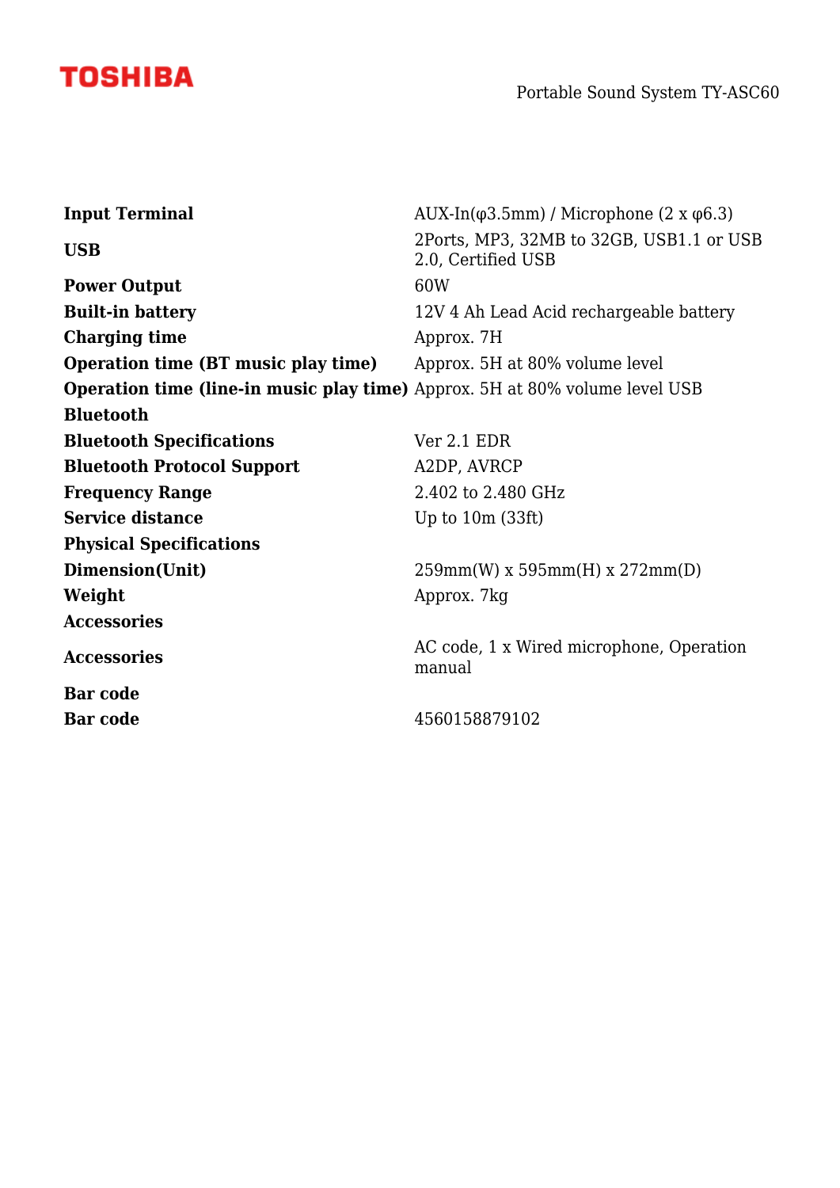| | |
|---|---|
| **Input Terminal** | AUX-In(φ3.5mm) / Microphone (2 x φ6.3) |
| **USB** | 2Ports, MP3, 32MB to 32GB, USB1.1 or USB 2.0, Certified USB |
| **Power Output** | 60W |
| **Built-in battery** | 12V 4 Ah Lead Acid rechargeable battery |
| **Charging time** | Approx. 7H |
| **Operation time (BT music play time)** | Approx. 5H at 80% volume level |
| **Operation time (line-in music play time)** | Approx. 5H at 80% volume level USB |
| **Bluetooth** | |
| **Bluetooth Specifications** | Ver 2.1 EDR |
| **Bluetooth Protocol Support** | A2DP, AVRCP |
| **Frequency Range** | 2.402 to 2.480 GHz |
| **Service distance** | Up to 10m (33ft) |
| **Physical Specifications** | |
| **Dimension(Unit)** | 259mm(W) x 595mm(H) x 272mm(D) |
| **Weight** | Approx. 7kg |
| **Accessories** | |
| **Accessories** | AC code, 1 x Wired microphone, Operation manual |
| **Bar code** | |
| **Bar code** | 4560158879102 |